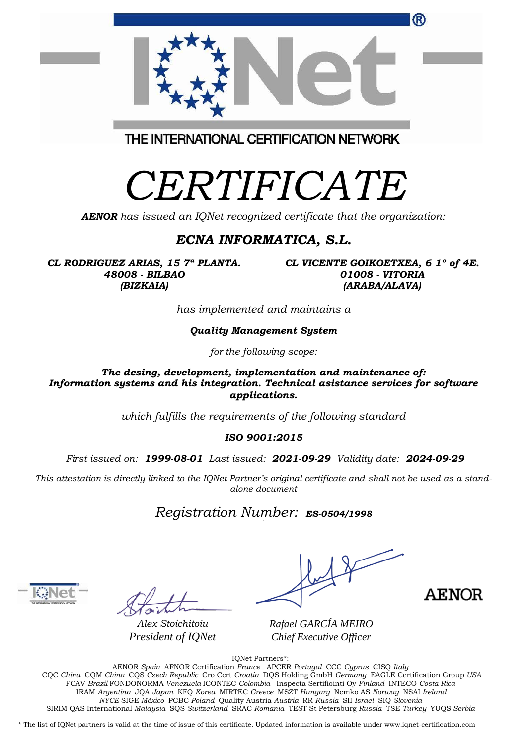THE INTERNATIONAL CERTIFICATION NETWORK

# CERTIFICATE

***AENOR*** *has issued an IQNet recognized certificate that the organization:*

## *ECNA INFORMATICA, S.L.*

***CL RODRIGUEZ ARIAS, 15 7ª PLANTA.***
***48008 - BILBAO***
***(BIZKAIA)***

***CL VICENTE GOIKOETXEA, 6 1º of 4E.***
***01008 - VITORIA***
***(ARABA/ALAVA)***

*has implemented and maintains a*

***Quality Management System***

*for the following scope:*

***The desing, development, implementation and maintenance of:***
***Information systems and his integration. Technical asistance services for software applications.***

*which fulfills the requirements of the following standard*

***ISO 9001:2015***

*First issued on:* ***1999-08-01*** *Last issued:* ***2021-09-29*** *Validity date:* ***2024-09-29***

*This attestation is directly linked to the IQNet Partner's original certificate and shall not be used as a stand-alone document*

*Registration Number:* ***ES-0504/1998***

*Alex Stoichitoiu*
*President of IQNet*

*Rafael GARCÍA MEIRO*
*Chief Executive Officer*

AENOR

IQNet Partners*:

AENOR *Spain* AFNOR Certification *France* APCER *Portugal* CCC *Cyprus* CISQ *Italy*
CQC *China* CQM *China* CQS *Czech Republic* Cro Cert *Croatia* DQS Holding GmbH *Germany* EAGLE Certification Group *USA*
FCAV *Brazil* FONDONORMA *Venezuela* ICONTEC *Colombia* Inspecta Sertifiointi Oy *Finland* INTECO *Costa Rica*
IRAM *Argentina* JQA *Japan* KFQ *Korea* MIRTEC *Greece* MSZT *Hungary* Nemko AS *Norway* NSAI *Ireland*
*NYCE*-SIGE *México* PCBC *Poland* Quality Austria *Austria* RR *Russia* SII *Israel* SIQ *Slovenia*
SIRIM QAS International *Malaysia* SQS *Switzerland* SRAC *Romania* TEST St Petersburg *Russia* TSE *Turkey* YUQS *Serbia*

\* The list of IQNet partners is valid at the time of issue of this certificate. Updated information is available under www.iqnet-certification.com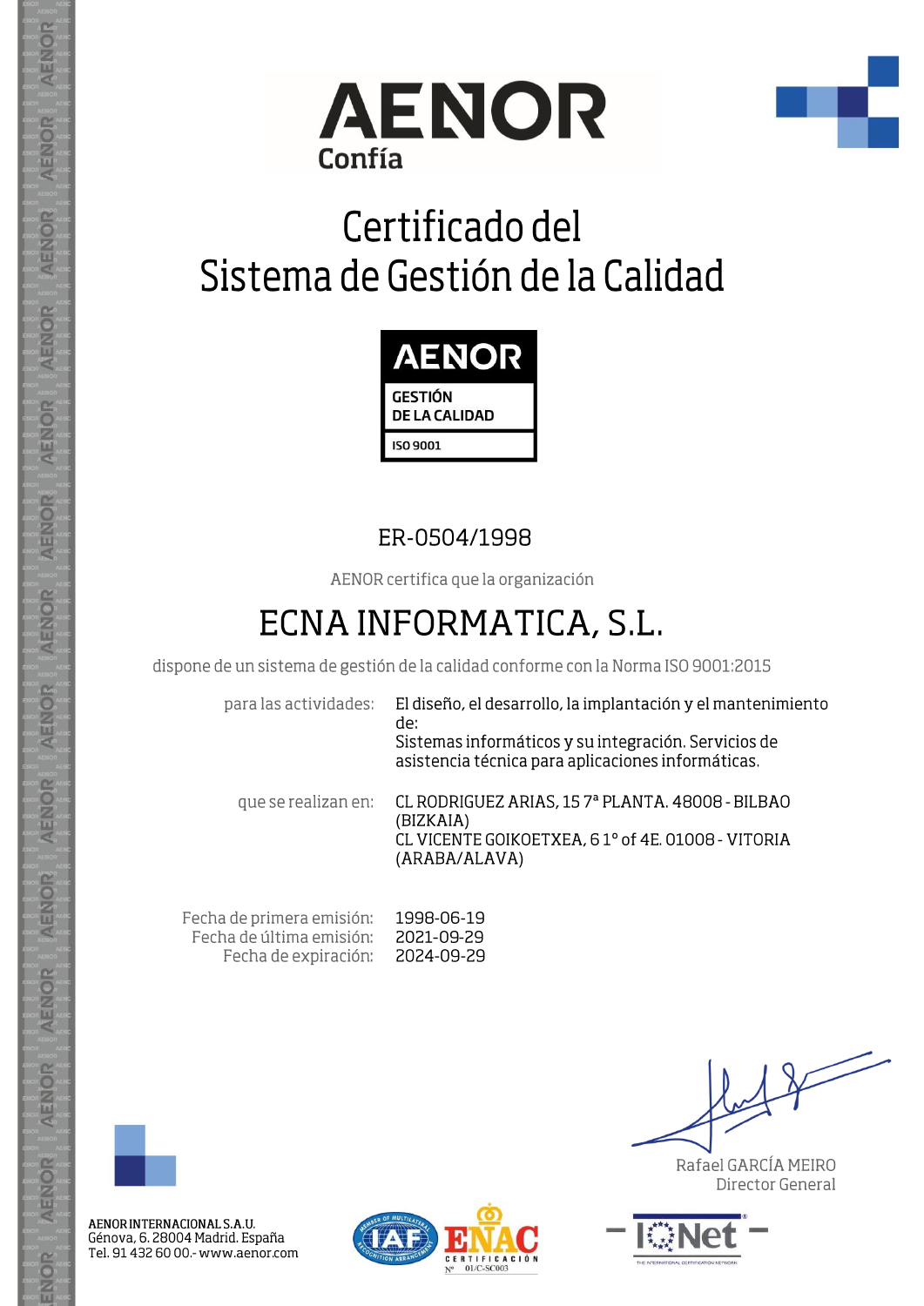AENOR
Confía

# Certificado del Sistema de Gestión de la Calidad

AENOR
GESTIÓN DE LA CALIDAD
ISO 9001

ER-0504/1998

AENOR certifica que la organización

## ECNA INFORMATICA, S.L.

dispone de un sistema de gestión de la calidad conforme con la Norma ISO 9001:2015

| | |
|---|---|
| para las actividades: | El diseño, el desarrollo, la implantación y el mantenimiento de: Sistemas informáticos y su integración. Servicios de asistencia técnica para aplicaciones informáticas. |
| que se realizan en: | CL RODRIGUEZ ARIAS, 15 7ª PLANTA. 48008 - BILBAO (BIZKAIA) CL VICENTE GOIKOETXEA, 6 1º of 4E. 01008 - VITORIA (ARABA/ALAVA) |

| | |
|---|---|
| Fecha de primera emisión: | 1998-06-19 |
| Fecha de última emisión: | 2021-09-29 |
| Fecha de expiración: | 2024-09-29 |

Rafael GARCÍA MEIRO
Director General

AENOR INTERNACIONAL S.A.U.
Génova, 6. 28004 Madrid. España
Tel. 91 432 60 00.- www.aenor.com

IAF – ENAC CERTIFICACIÓN Nº 01/C-SC003 – IQNet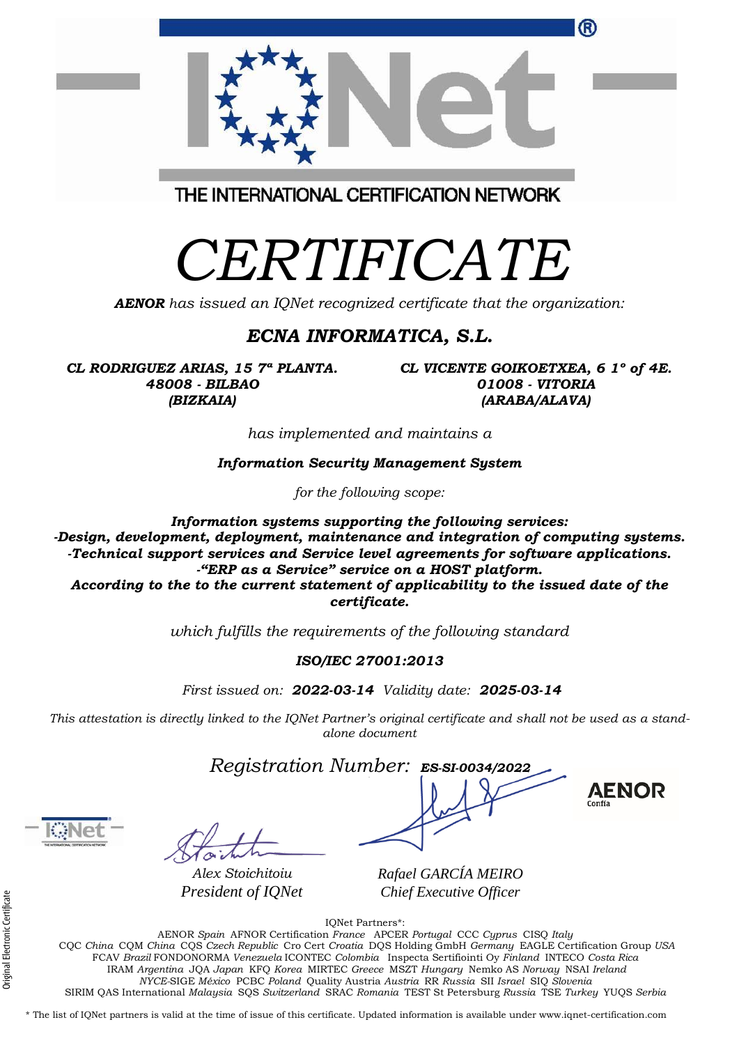THE INTERNATIONAL CERTIFICATION NETWORK

# CERTIFICATE

***AENOR*** *has issued an IQNet recognized certificate that the organization:*

## *ECNA INFORMATICA, S.L.*

***CL RODRIGUEZ ARIAS, 15 7ª PLANTA.***
***48008 - BILBAO***
***(BIZKAIA)***

***CL VICENTE GOIKOETXEA, 6 1º of 4E.***
***01008 - VITORIA***
***(ARABA/ALAVA)***

*has implemented and maintains a*

***Information Security Management System***

*for the following scope:*

***Information systems supporting the following services:***
***-Design, development, deployment, maintenance and integration of computing systems.***
***-Technical support services and Service level agreements for software applications.***
***-"ERP as a Service" service on a HOST platform.***
***According to the to the current statement of applicability to the issued date of the certificate.***

*which fulfills the requirements of the following standard*

***ISO/IEC 27001:2013***

*First issued on:* ***2022-03-14*** *Validity date:* ***2025-03-14***

*This attestation is directly linked to the IQNet Partner's original certificate and shall not be used as a stand-alone document*

*Registration Number:* ***ES-SI-0034/2022***

AENOR Confía

*Alex Stoichitoiu*
*President of IQNet*

*Rafael GARCÍA MEIRO*
*Chief Executive Officer*

Original Electronic Certificate

IQNet Partners*:

AENOR *Spain* AFNOR Certification *France* APCER *Portugal* CCC *Cyprus* CISQ *Italy*
CQC *China* CQM *China* CQS *Czech Republic* Cro Cert *Croatia* DQS Holding GmbH *Germany* EAGLE Certification Group *USA*
FCAV *Brazil* FONDONORMA *Venezuela* ICONTEC *Colombia* Inspecta Sertifiointi Oy *Finland* INTECO *Costa Rica*
IRAM *Argentina* JQA *Japan* KFQ *Korea* MIRTEC *Greece* MSZT *Hungary* Nemko AS *Norway* NSAI *Ireland*
*NYCE*-SIGE *México* PCBC *Poland* Quality Austria *Austria* RR *Russia* SII *Israel* SIQ *Slovenia*
SIRIM QAS International *Malaysia* SQS *Switzerland* SRAC *Romania* TEST St Petersburg *Russia* TSE *Turkey* YUQS *Serbia*

* The list of IQNet partners is valid at the time of issue of this certificate. Updated information is available under www.iqnet-certification.com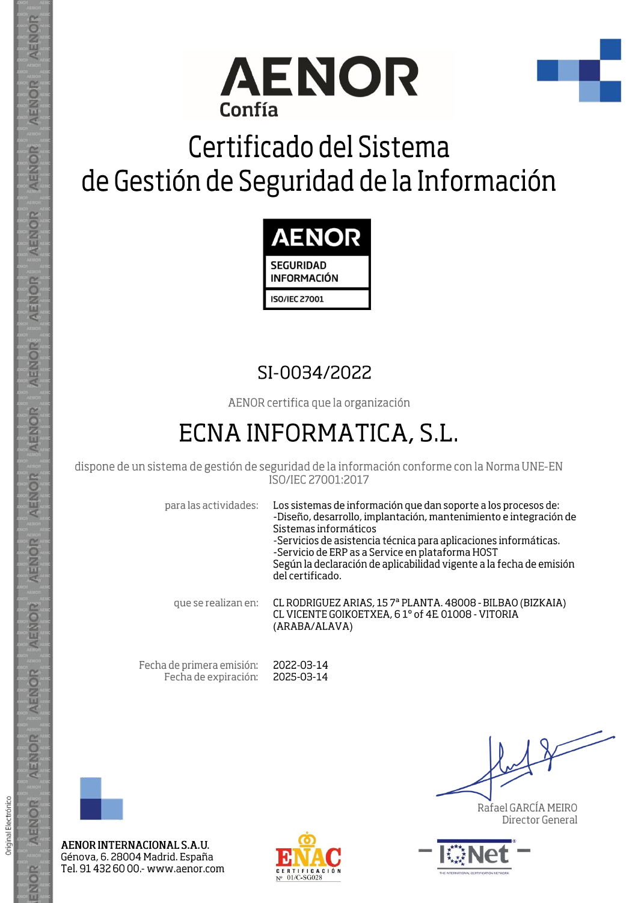AENOR
Confía

# Certificado del Sistema de Gestión de Seguridad de la Información

AENOR
SEGURIDAD INFORMACIÓN
ISO/IEC 27001

## SI-0034/2022

AENOR certifica que la organización

## ECNA INFORMATICA, S.L.

dispone de un sistema de gestión de seguridad de la información conforme con la Norma UNE-EN ISO/IEC 27001:2017

para las actividades: Los sistemas de información que dan soporte a los procesos de:
-Diseño, desarrollo, implantación, mantenimiento e integración de Sistemas informáticos
-Servicios de asistencia técnica para aplicaciones informáticas.
-Servicio de ERP as a Service en plataforma HOST
Según la declaración de aplicabilidad vigente a la fecha de emisión del certificado.

que se realizan en: CL RODRIGUEZ ARIAS, 15 7ª PLANTA. 48008 - BILBAO (BIZKAIA)
CL VICENTE GOIKOETXEA, 6 1° of 4E. 01008 - VITORIA (ARABA/ALAVA)

Fecha de primera emisión: 2022-03-14
Fecha de expiración: 2025-03-14

Rafael GARCÍA MEIRO
Director General

**AENOR INTERNACIONAL S.A.U.**
Génova, 6. 28004 Madrid. España
Tel. 91 432 60 00.- www.aenor.com

ENAC CERTIFICACIÓN Nº 01/C-SG028

IQNet

Original Electrónico